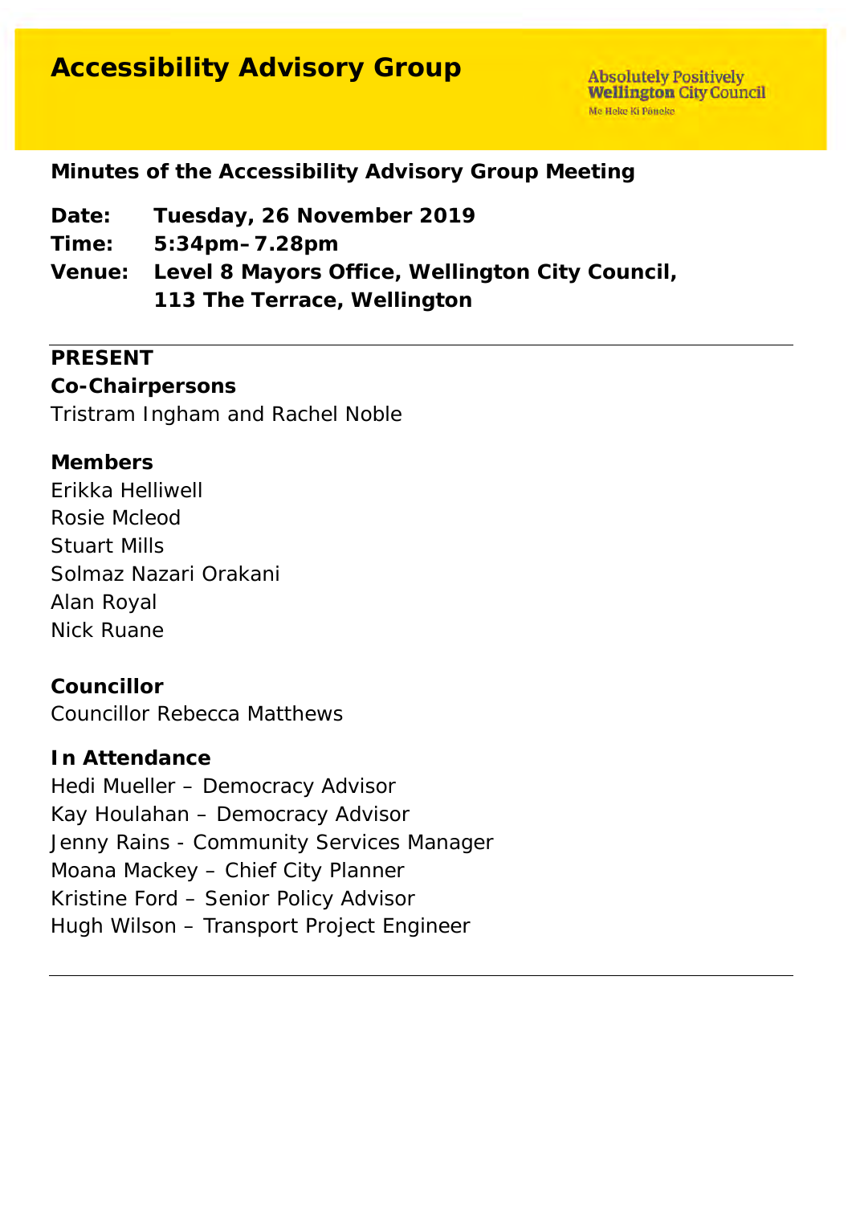# Accessibility Advisory Group

Absolutely Positively **Wellington** City Council
Me Heke Ki Pōneke

## Minutes of the Accessibility Advisory Group Meeting

**Date:** **Tuesday, 26 November 2019**
**Time:** **5:34pm–7.28pm**
**Venue:** **Level 8 Mayors Office, Wellington City Council, 113 The Terrace, Wellington**

---

**PRESENT**

**Co-Chairpersons**
Tristram Ingham and Rachel Noble

**Members**
Erikka Helliwell
Rosie Mcleod
Stuart Mills
Solmaz Nazari Orakani
Alan Royal
Nick Ruane

**Councillor**
Councillor Rebecca Matthews

**In Attendance**
Hedi Mueller – Democracy Advisor
Kay Houlahan – Democracy Advisor
Jenny Rains - Community Services Manager
Moana Mackey – Chief City Planner
Kristine Ford – Senior Policy Advisor
Hugh Wilson – Transport Project Engineer

---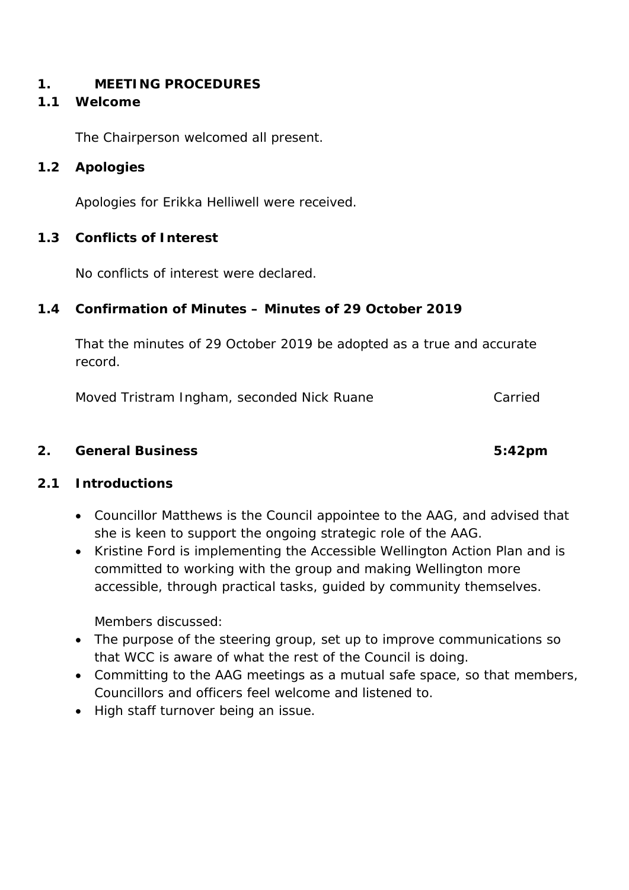## 1. MEETING PROCEDURES

### 1.1 Welcome

The Chairperson welcomed all present.

### 1.2 Apologies

Apologies for Erikka Helliwell were received.

### 1.3 Conflicts of Interest

No conflicts of interest were declared.

### 1.4 Confirmation of Minutes – Minutes of 29 October 2019

That the minutes of 29 October 2019 be adopted as a true and accurate record.

Moved Tristram Ingham, seconded Nick Ruane — Carried

## 2. General Business — 5:42pm

### 2.1 Introductions

- Councillor Matthews is the Council appointee to the AAG, and advised that she is keen to support the ongoing strategic role of the AAG.
- Kristine Ford is implementing the Accessible Wellington Action Plan and is committed to working with the group and making Wellington more accessible, through practical tasks, guided by community themselves.

Members discussed:

- The purpose of the steering group, set up to improve communications so that WCC is aware of what the rest of the Council is doing.
- Committing to the AAG meetings as a mutual safe space, so that members, Councillors and officers feel welcome and listened to.
- High staff turnover being an issue.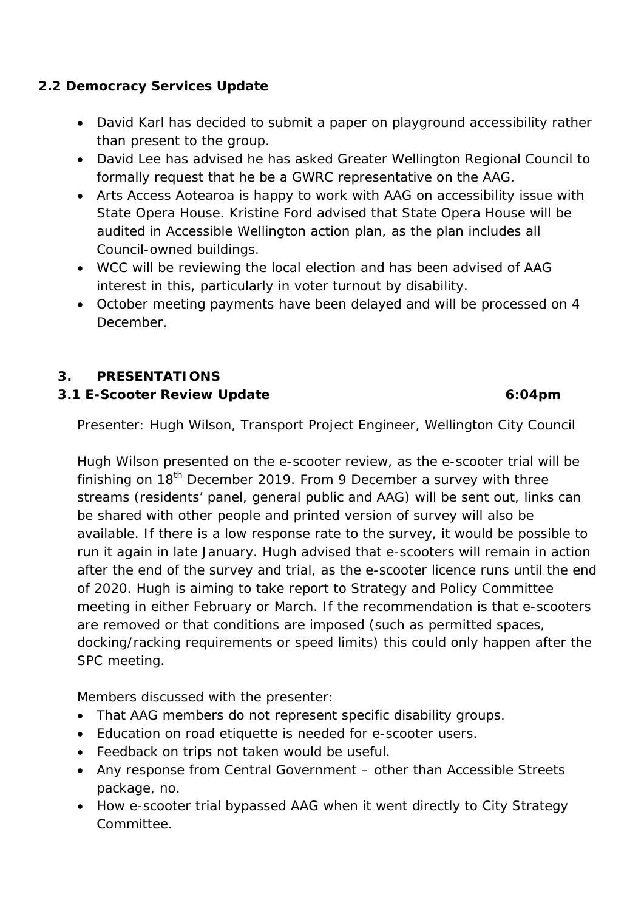### 2.2 Democracy Services Update

- David Karl has decided to submit a paper on playground accessibility rather than present to the group.
- David Lee has advised he has asked Greater Wellington Regional Council to formally request that he be a GWRC representative on the AAG.
- Arts Access Aotearoa is happy to work with AAG on accessibility issue with State Opera House. Kristine Ford advised that State Opera House will be audited in Accessible Wellington action plan, as the plan includes all Council-owned buildings.
- WCC will be reviewing the local election and has been advised of AAG interest in this, particularly in voter turnout by disability.
- October meeting payments have been delayed and will be processed on 4 December.

## 3. PRESENTATIONS

### 3.1 E-Scooter Review Update 6:04pm

Presenter: Hugh Wilson, Transport Project Engineer, Wellington City Council

Hugh Wilson presented on the e-scooter review, as the e-scooter trial will be finishing on 18th December 2019. From 9 December a survey with three streams (residents' panel, general public and AAG) will be sent out, links can be shared with other people and printed version of survey will also be available. If there is a low response rate to the survey, it would be possible to run it again in late January. Hugh advised that e-scooters will remain in action after the end of the survey and trial, as the e-scooter licence runs until the end of 2020. Hugh is aiming to take report to Strategy and Policy Committee meeting in either February or March. If the recommendation is that e-scooters are removed or that conditions are imposed (such as permitted spaces, docking/racking requirements or speed limits) this could only happen after the SPC meeting.

Members discussed with the presenter:

- That AAG members do not represent specific disability groups.
- Education on road etiquette is needed for e-scooter users.
- Feedback on trips not taken would be useful.
- Any response from Central Government – other than Accessible Streets package, no.
- How e-scooter trial bypassed AAG when it went directly to City Strategy Committee.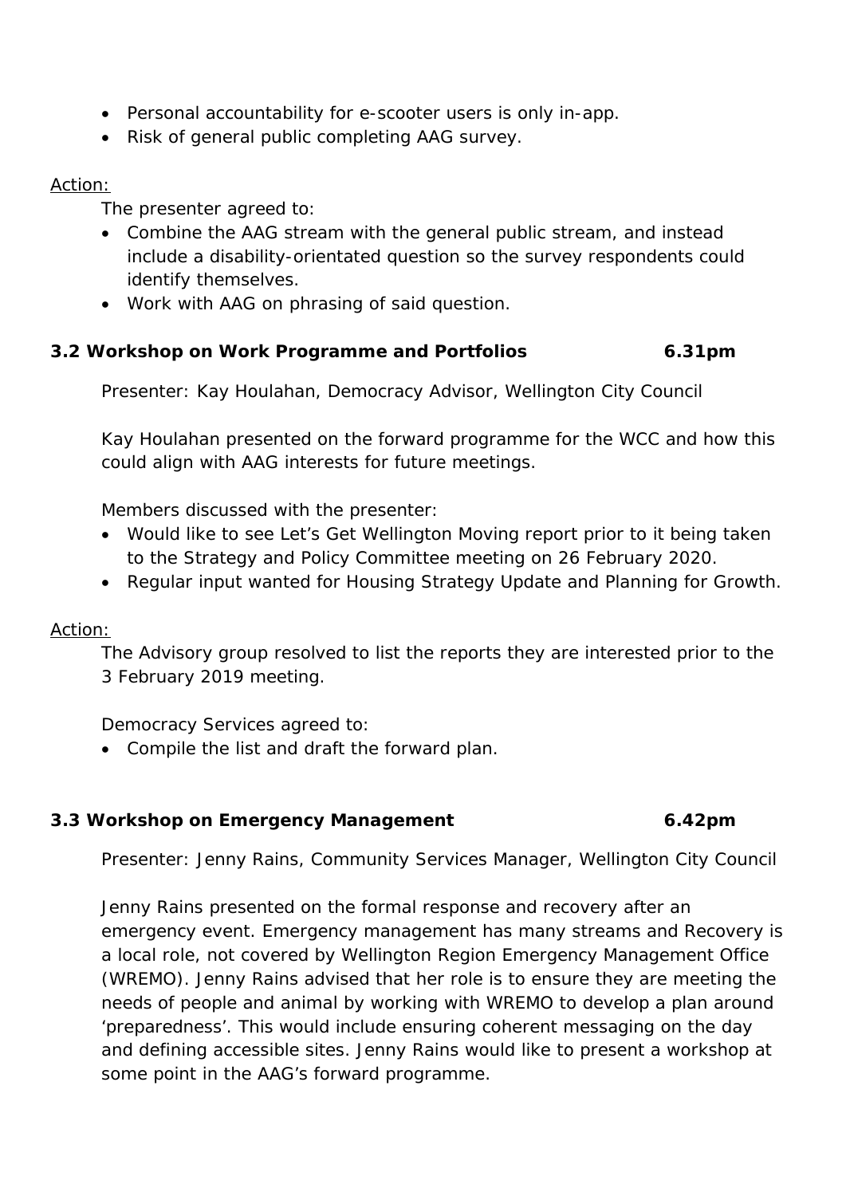- Personal accountability for e-scooter users is only in-app.
- Risk of general public completing AAG survey.

Action:

The presenter agreed to:

- Combine the AAG stream with the general public stream, and instead include a disability-orientated question so the survey respondents could identify themselves.
- Work with AAG on phrasing of said question.

**3.2 Workshop on Work Programme and Portfolios 6.31pm**

Presenter: Kay Houlahan, Democracy Advisor, Wellington City Council

Kay Houlahan presented on the forward programme for the WCC and how this could align with AAG interests for future meetings.

Members discussed with the presenter:

- Would like to see Let's Get Wellington Moving report prior to it being taken to the Strategy and Policy Committee meeting on 26 February 2020.
- Regular input wanted for Housing Strategy Update and Planning for Growth.

Action:

The Advisory group resolved to list the reports they are interested prior to the 3 February 2019 meeting.

Democracy Services agreed to:

- Compile the list and draft the forward plan.

**3.3 Workshop on Emergency Management 6.42pm**

Presenter: Jenny Rains, Community Services Manager, Wellington City Council

Jenny Rains presented on the formal response and recovery after an emergency event. Emergency management has many streams and Recovery is a local role, not covered by Wellington Region Emergency Management Office (WREMO). Jenny Rains advised that her role is to ensure they are meeting the needs of people and animal by working with WREMO to develop a plan around 'preparedness'. This would include ensuring coherent messaging on the day and defining accessible sites. Jenny Rains would like to present a workshop at some point in the AAG's forward programme.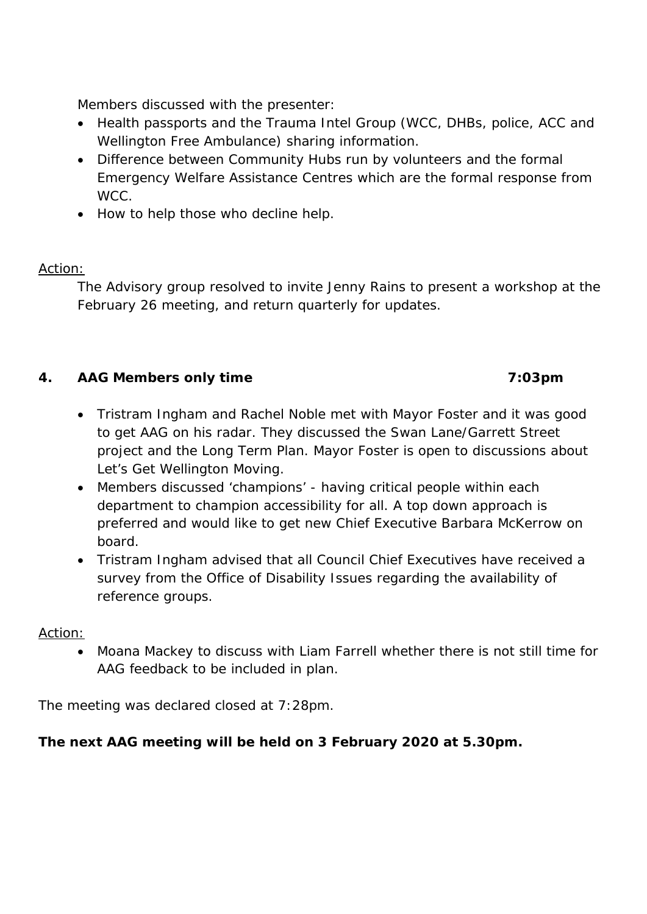Members discussed with the presenter:

- Health passports and the Trauma Intel Group (WCC, DHBs, police, ACC and Wellington Free Ambulance) sharing information.
- Difference between Community Hubs run by volunteers and the formal Emergency Welfare Assistance Centres which are the formal response from WCC.
- How to help those who decline help.

Action:

The Advisory group resolved to invite Jenny Rains to present a workshop at the February 26 meeting, and return quarterly for updates.

## 4. AAG Members only time 7:03pm

- Tristram Ingham and Rachel Noble met with Mayor Foster and it was good to get AAG on his radar. They discussed the Swan Lane/Garrett Street project and the Long Term Plan. Mayor Foster is open to discussions about Let's Get Wellington Moving.
- Members discussed 'champions' - having critical people within each department to champion accessibility for all. A top down approach is preferred and would like to get new Chief Executive Barbara McKerrow on board.
- Tristram Ingham advised that all Council Chief Executives have received a survey from the Office of Disability Issues regarding the availability of reference groups.

Action:

- Moana Mackey to discuss with Liam Farrell whether there is not still time for AAG feedback to be included in plan.

The meeting was declared closed at 7:28pm.

**The next AAG meeting will be held on 3 February 2020 at 5.30pm.**